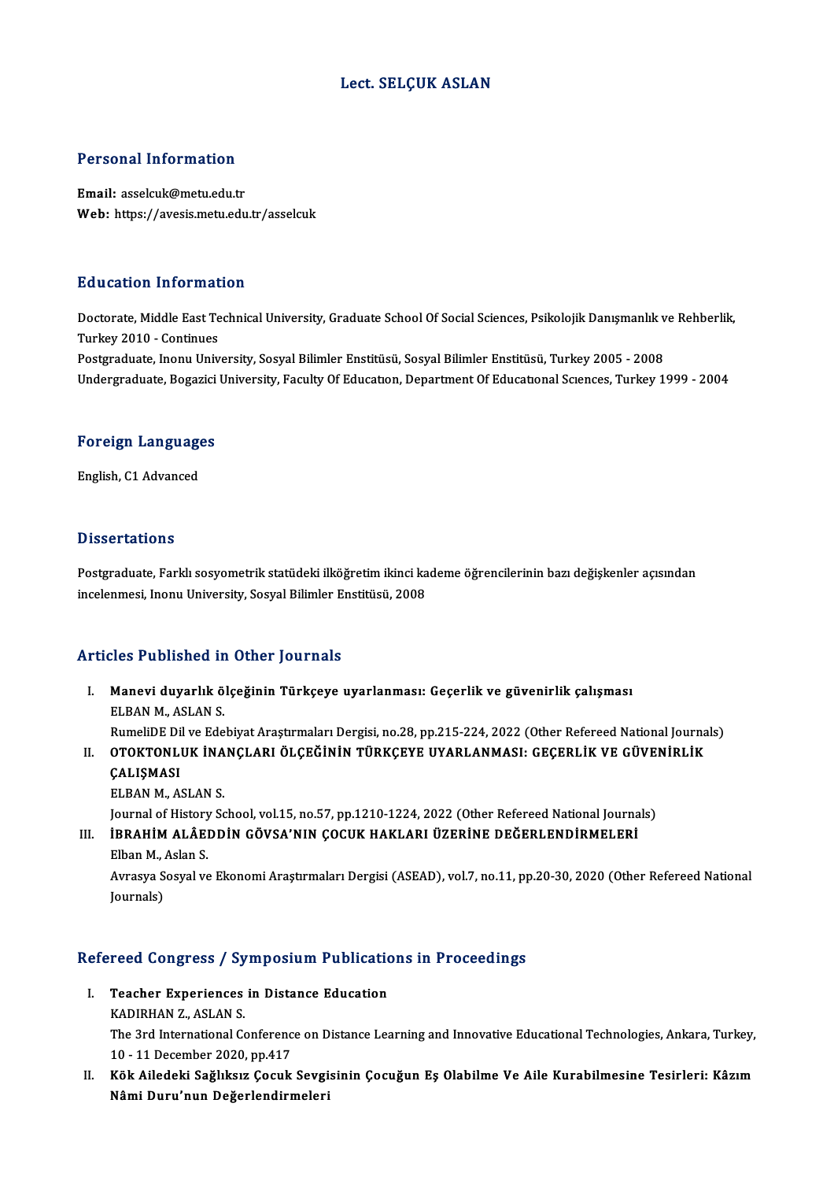# Lect. SELÇUK ASLAN

## Personal Information

**Email:** asselcuk@metu.edu.tr
**Web:** https://avesis.metu.edu.tr/asselcuk

## Education Information

Doctorate, Middle East Technical University, Graduate School Of Social Sciences, Psikolojik Danışmanlık ve Rehberlik, Turkey 2010 - Continues
Postgraduate, Inonu University, Sosyal Bilimler Enstitüsü, Sosyal Bilimler Enstitüsü, Turkey 2005 - 2008
Undergraduate, Bogazici University, Faculty Of Educatıon, Department Of Educatıonal Scıences, Turkey 1999 - 2004

## Foreign Languages

English, C1 Advanced

## Dissertations

Postgraduate, Farklı sosyometrik statüdeki ilköğretim ikinci kademe öğrencilerinin bazı değişkenler açısından incelenmesi, Inonu University, Sosyal Bilimler Enstitüsü, 2008

## Articles Published in Other Journals

I. **Manevi duyarlık ölçeğinin Türkçeye uyarlanması: Geçerlik ve güvenirlik çalışması**
   ELBAN M., ASLAN S.
   RumeliDE Dil ve Edebiyat Araştırmaları Dergisi, no.28, pp.215-224, 2022 (Other Refereed National Journals)
II. **OTOKTONLUK İNANÇLARI ÖLÇEĞİNİN TÜRKÇEYE UYARLANMASI: GEÇERLİK VE GÜVENİRLİK ÇALIŞMASI**
   ELBAN M., ASLAN S.
   Journal of History School, vol.15, no.57, pp.1210-1224, 2022 (Other Refereed National Journals)
III. **İBRAHİM ALÂEDDİN GÖVSA'NIN ÇOCUK HAKLARI ÜZERİNE DEĞERLENDİRMELERİ**
   Elban M., Aslan S.
   Avrasya Sosyal ve Ekonomi Araştırmaları Dergisi (ASEAD), vol.7, no.11, pp.20-30, 2020 (Other Refereed National Journals)

## Refereed Congress / Symposium Publications in Proceedings

I. **Teacher Experiences in Distance Education**
   KADIRHAN Z., ASLAN S.
   The 3rd International Conference on Distance Learning and Innovative Educational Technologies, Ankara, Turkey, 10 - 11 December 2020, pp.417
II. **Kök Ailedeki Sağlıksız Çocuk Sevgisinin Çocuğun Eş Olabilme Ve Aile Kurabilmesine Tesirleri: Kâzım Nâmi Duru'nun Değerlendirmeleri**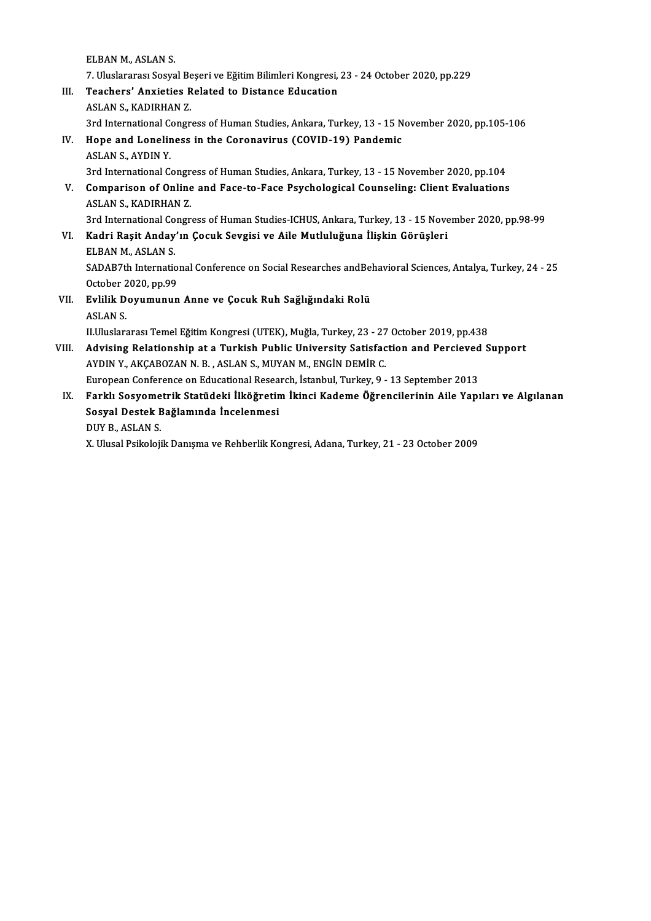ELBAN M., ASLAN S.
7. Uluslararası Sosyal Beşeri ve Eğitim Bilimleri Kongresi, 23 - 24 October 2020, pp.229

III. **Teachers' Anxieties Related to Distance Education**
ASLAN S., KADIRHAN Z.
3rd International Congress of Human Studies, Ankara, Turkey, 13 - 15 November 2020, pp.105-106

IV. **Hope and Loneliness in the Coronavirus (COVID-19) Pandemic**
ASLAN S., AYDIN Y.
3rd International Congress of Human Studies, Ankara, Turkey, 13 - 15 November 2020, pp.104

V. **Comparison of Online and Face-to-Face Psychological Counseling: Client Evaluations**
ASLAN S., KADIRHAN Z.
3rd International Congress of Human Studies-ICHUS, Ankara, Turkey, 13 - 15 November 2020, pp.98-99

VI. **Kadri Raşit Anday'ın Çocuk Sevgisi ve Aile Mutluluğuna İlişkin Görüşleri**
ELBAN M., ASLAN S.
SADAB7th International Conference on Social Researches andBehavioral Sciences, Antalya, Turkey, 24 - 25 October 2020, pp.99

VII. **Evlilik Doyumunun Anne ve Çocuk Ruh Sağlığındaki Rolü**
ASLAN S.
II.Uluslararası Temel Eğitim Kongresi (UTEK), Muğla, Turkey, 23 - 27 October 2019, pp.438

VIII. **Advising Relationship at a Turkish Public University Satisfaction and Percieved Support**
AYDIN Y., AKÇABOZAN N. B. , ASLAN S., MUYAN M., ENGİN DEMİR C.
European Conference on Educational Research, İstanbul, Turkey, 9 - 13 September 2013

IX. **Farklı Sosyometrik Statüdeki İlköğretim İkinci Kademe Öğrencilerinin Aile Yapıları ve Algılanan Sosyal Destek Bağlamında İncelenmesi**
DUY B., ASLAN S.
X. Ulusal Psikolojik Danışma ve Rehberlik Kongresi, Adana, Turkey, 21 - 23 October 2009